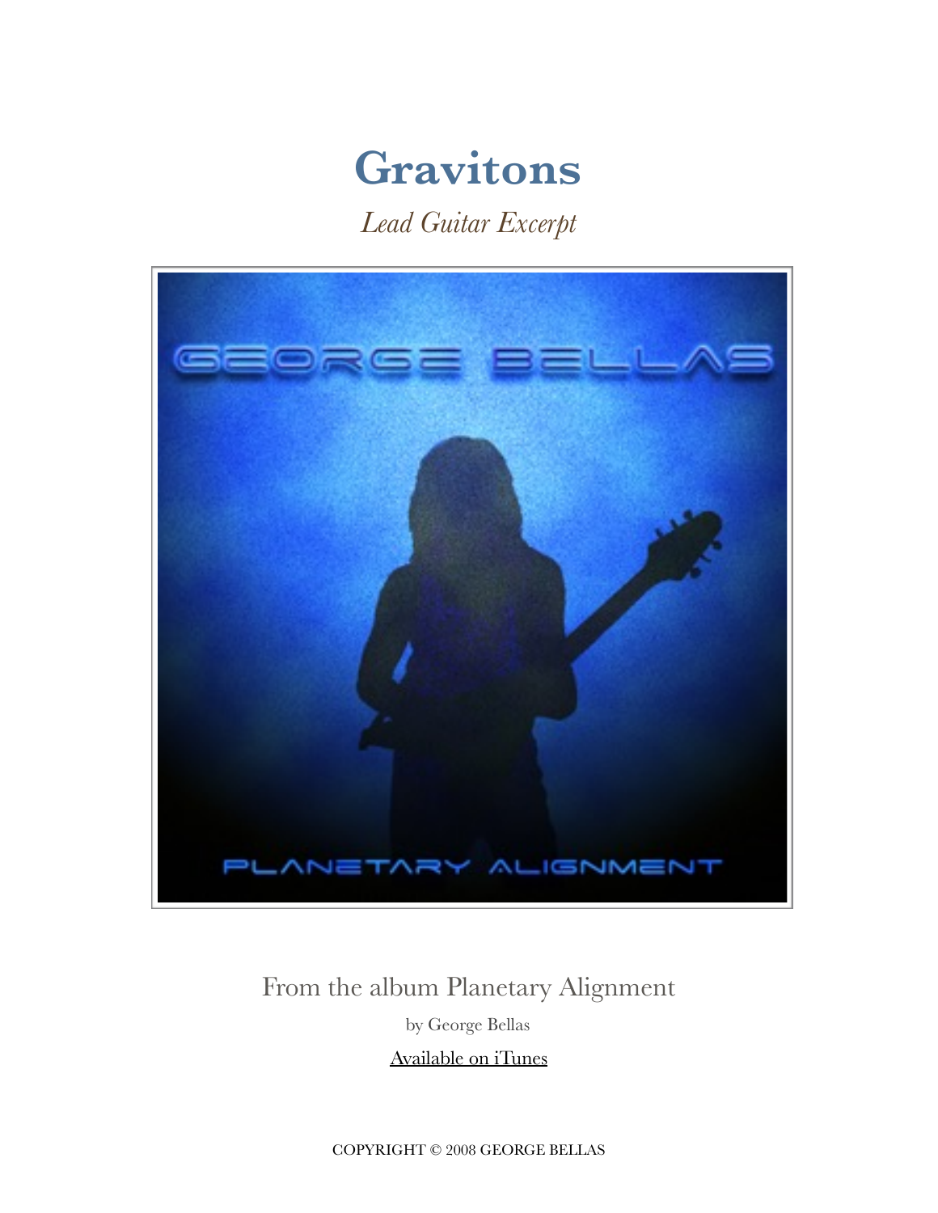# Gravitons

*Lead Guitar Excerpt*

From the album Planetary Alignment

by George Bellas

Available on iTunes

COPYRIGHT © 2008 GEORGE BELLAS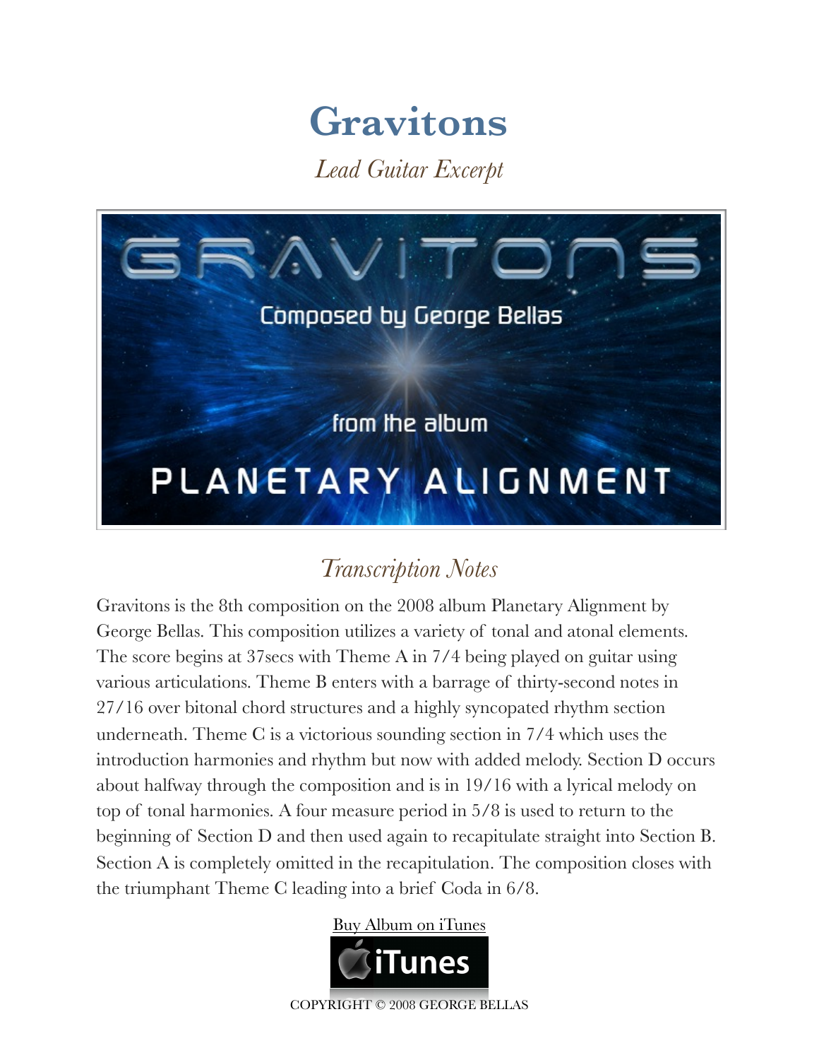# Gravitons

*Lead Guitar Excerpt*

## *Transcription Notes*

Gravitons is the 8th composition on the 2008 album Planetary Alignment by George Bellas. This composition utilizes a variety of tonal and atonal elements. The score begins at 37secs with Theme A in 7/4 being played on guitar using various articulations. Theme B enters with a barrage of thirty-second notes in 27/16 over bitonal chord structures and a highly syncopated rhythm section underneath. Theme C is a victorious sounding section in 7/4 which uses the introduction harmonies and rhythm but now with added melody. Section D occurs about halfway through the composition and is in 19/16 with a lyrical melody on top of tonal harmonies. A four measure period in 5/8 is used to return to the beginning of Section D and then used again to recapitulate straight into Section B. Section A is completely omitted in the recapitulation. The composition closes with the triumphant Theme C leading into a brief Coda in 6/8.

Buy Album on iTunes

COPYRIGHT © 2008 GEORGE BELLAS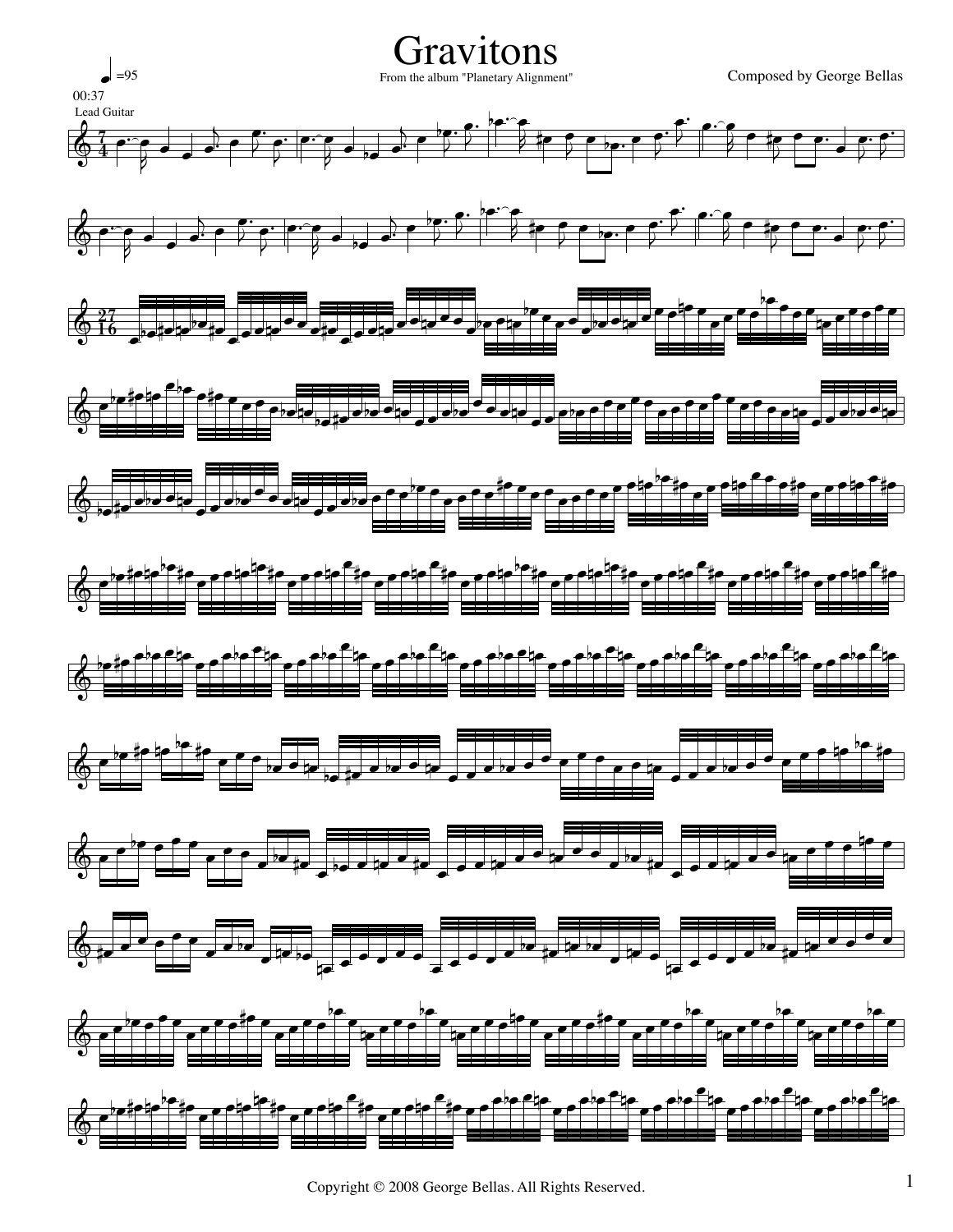# Gravitons

From the album "Planetary Alignment"

Composed by George Bellas

♩=95

00:37

Lead Guitar

Copyright © 2008 George Bellas. All Rights Reserved.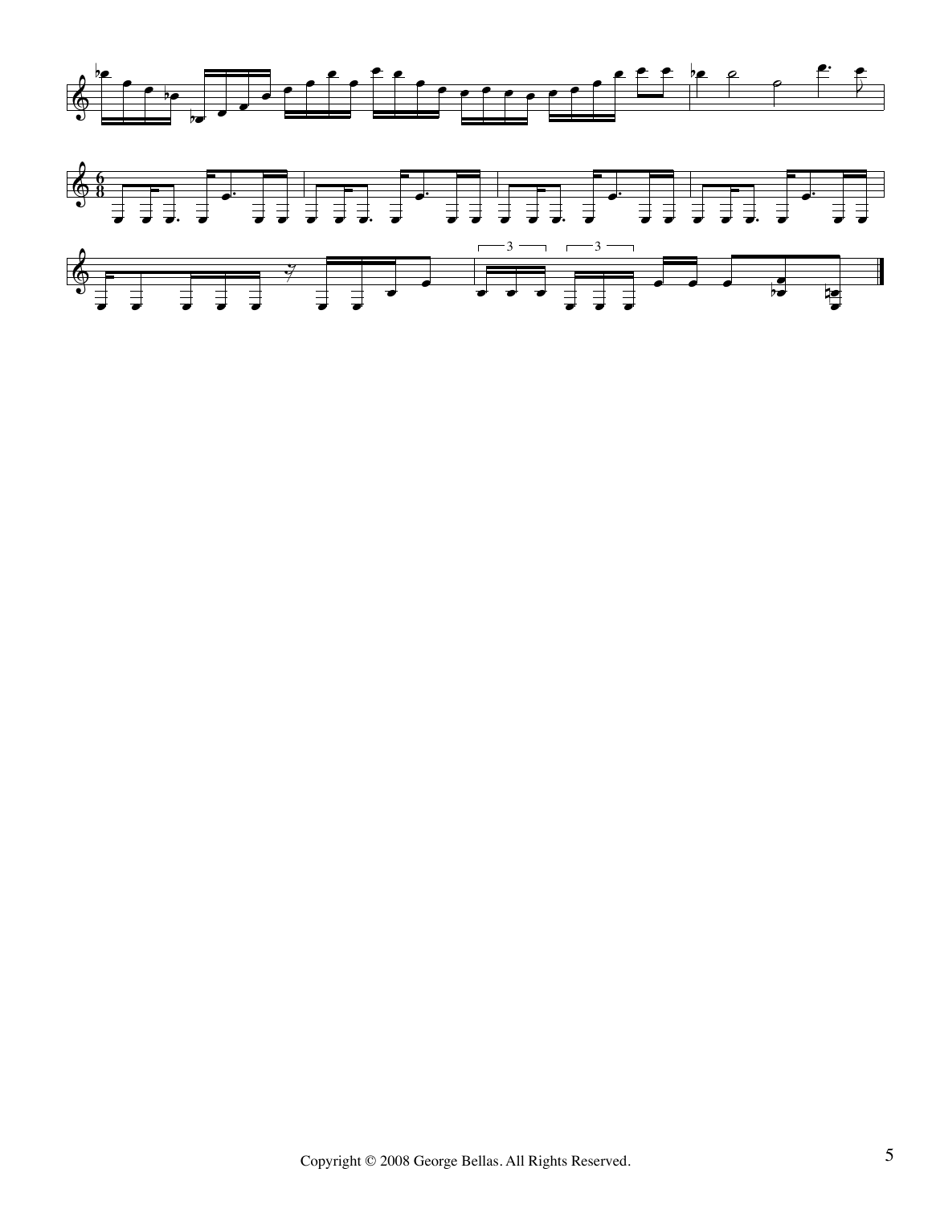Copyright © 2008 George Bellas. All Rights Reserved.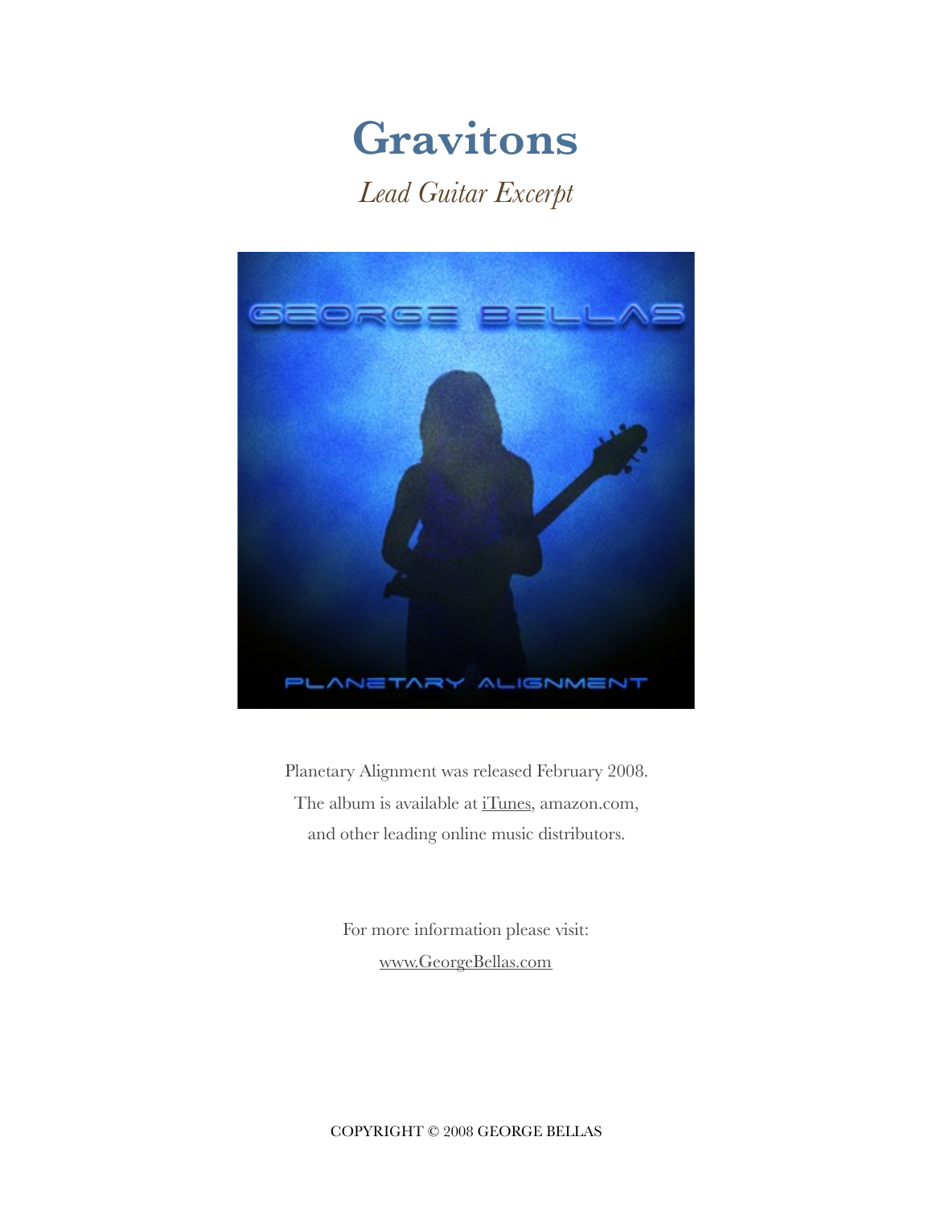# Gravitons

*Lead Guitar Excerpt*

Planetary Alignment was released February 2008.
The album is available at iTunes, amazon.com,
and other leading online music distributors.

For more information please visit:
www.GeorgeBellas.com

COPYRIGHT © 2008 GEORGE BELLAS